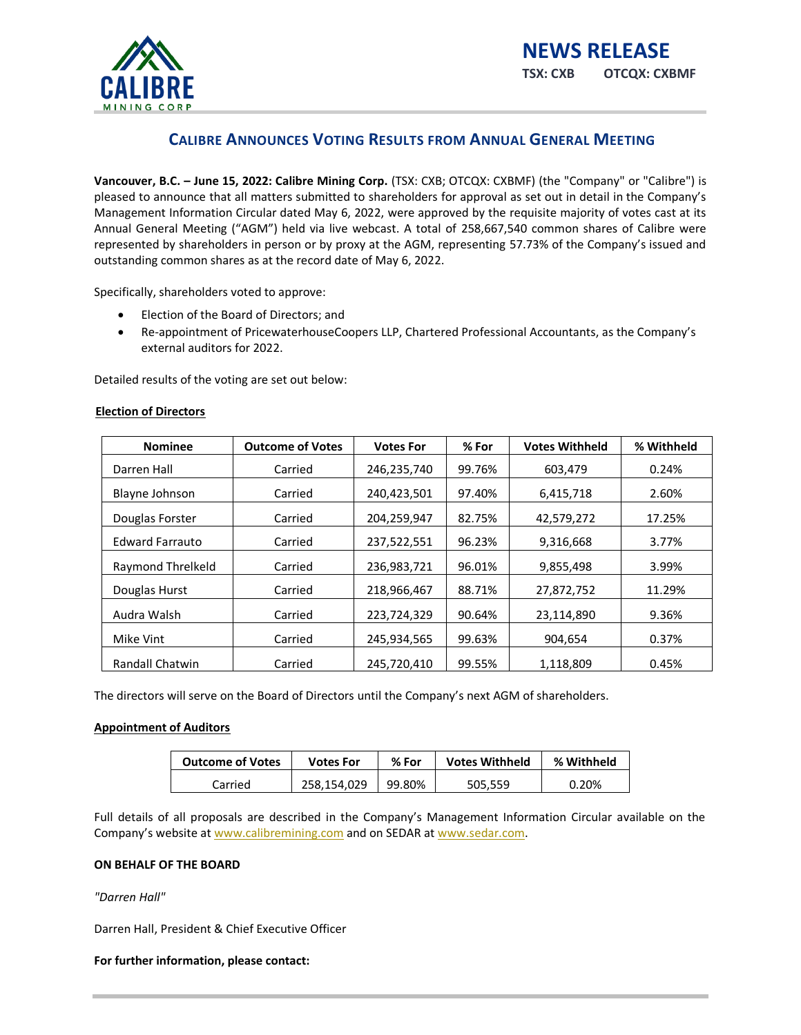**NEWS RELEASE**

**TSX: CXB OTCQX: CXBMF**

# CALIBRE ANNOUNCES VOTING RESULTS FROM ANNUAL GENERAL MEETING

**Vancouver, B.C. – June 15, 2022: Calibre Mining Corp.** (TSX: CXB; OTCQX: CXBMF) (the "Company" or "Calibre") is pleased to announce that all matters submitted to shareholders for approval as set out in detail in the Company's Management Information Circular dated May 6, 2022, were approved by the requisite majority of votes cast at its Annual General Meeting ("AGM") held via live webcast. A total of 258,667,540 common shares of Calibre were represented by shareholders in person or by proxy at the AGM, representing 57.73% of the Company's issued and outstanding common shares as at the record date of May 6, 2022.

Specifically, shareholders voted to approve:

- Election of the Board of Directors; and
- Re-appointment of PricewaterhouseCoopers LLP, Chartered Professional Accountants, as the Company's external auditors for 2022.

Detailed results of the voting are set out below:

**Election of Directors**

| Nominee | Outcome of Votes | Votes For | % For | Votes Withheld | % Withheld |
|---|---|---|---|---|---|
| Darren Hall | Carried | 246,235,740 | 99.76% | 603,479 | 0.24% |
| Blayne Johnson | Carried | 240,423,501 | 97.40% | 6,415,718 | 2.60% |
| Douglas Forster | Carried | 204,259,947 | 82.75% | 42,579,272 | 17.25% |
| Edward Farrauto | Carried | 237,522,551 | 96.23% | 9,316,668 | 3.77% |
| Raymond Threlkeld | Carried | 236,983,721 | 96.01% | 9,855,498 | 3.99% |
| Douglas Hurst | Carried | 218,966,467 | 88.71% | 27,872,752 | 11.29% |
| Audra Walsh | Carried | 223,724,329 | 90.64% | 23,114,890 | 9.36% |
| Mike Vint | Carried | 245,934,565 | 99.63% | 904,654 | 0.37% |
| Randall Chatwin | Carried | 245,720,410 | 99.55% | 1,118,809 | 0.45% |

The directors will serve on the Board of Directors until the Company's next AGM of shareholders.

**Appointment of Auditors**

| Outcome of Votes | Votes For | % For | Votes Withheld | % Withheld |
|---|---|---|---|---|
| Carried | 258,154,029 | 99.80% | 505,559 | 0.20% |

Full details of all proposals are described in the Company's Management Information Circular available on the Company's website at www.calibremining.com and on SEDAR at www.sedar.com.

**ON BEHALF OF THE BOARD**

*"Darren Hall"*

Darren Hall, President & Chief Executive Officer

**For further information, please contact:**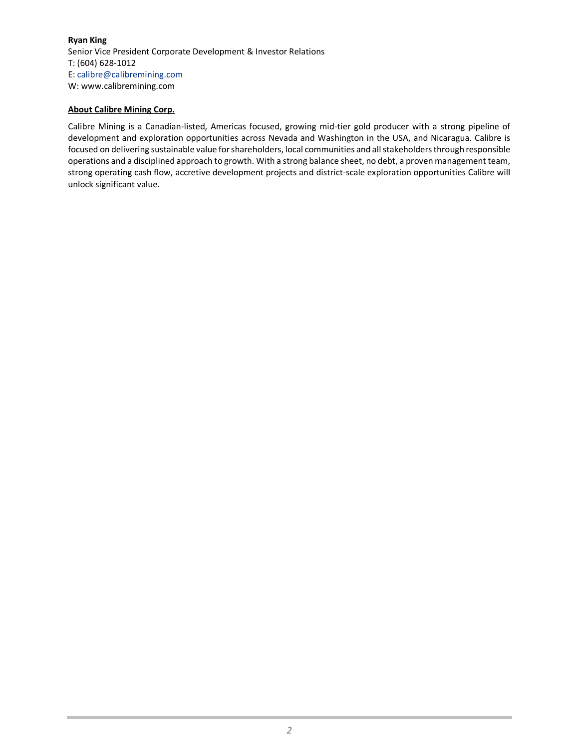**Ryan King**
Senior Vice President Corporate Development & Investor Relations
T: (604) 628-1012
E: calibre@calibremining.com
W: www.calibremining.com

**About Calibre Mining Corp.**

Calibre Mining is a Canadian-listed, Americas focused, growing mid-tier gold producer with a strong pipeline of development and exploration opportunities across Nevada and Washington in the USA, and Nicaragua. Calibre is focused on delivering sustainable value for shareholders, local communities and all stakeholders through responsible operations and a disciplined approach to growth. With a strong balance sheet, no debt, a proven management team, strong operating cash flow, accretive development projects and district-scale exploration opportunities Calibre will unlock significant value.